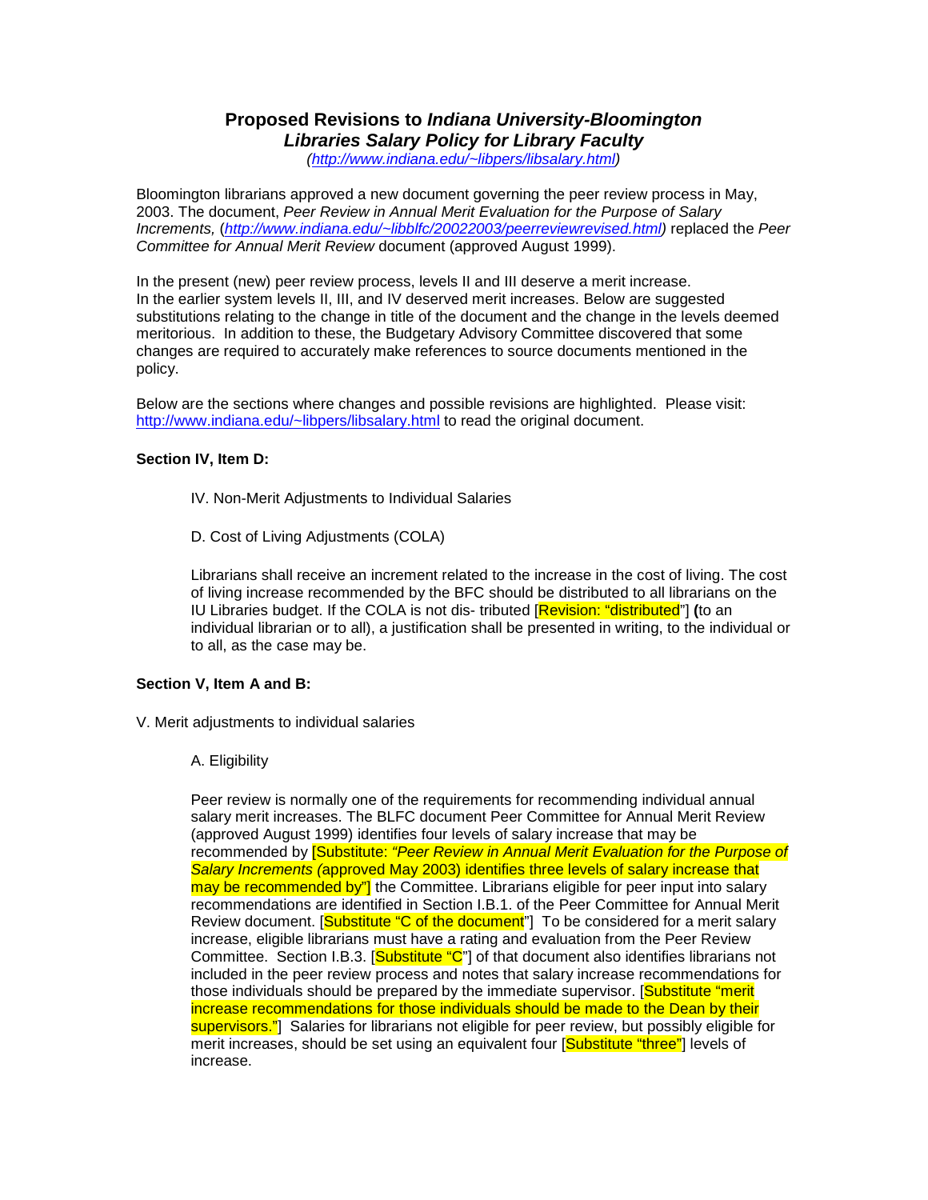# Proposed Revisions to *Indiana University-Bloomington Libraries Salary Policy for Library Faculty*

*(http://www.indiana.edu/~libpers/libsalary.html)*

Bloomington librarians approved a new document governing the peer review process in May, 2003. The document, *Peer Review in Annual Merit Evaluation for the Purpose of Salary Increments,* (*http://www.indiana.edu/~libblfc/20022003/peerreviewrevised.html)* replaced the *Peer Committee for Annual Merit Review* document (approved August 1999).

In the present (new) peer review process, levels II and III deserve a merit increase. In the earlier system levels II, III, and IV deserved merit increases. Below are suggested substitutions relating to the change in title of the document and the change in the levels deemed meritorious. In addition to these, the Budgetary Advisory Committee discovered that some changes are required to accurately make references to source documents mentioned in the policy.

Below are the sections where changes and possible revisions are highlighted. Please visit: http://www.indiana.edu/~libpers/libsalary.html to read the original document.

**Section IV, Item D:**

IV. Non-Merit Adjustments to Individual Salaries

D. Cost of Living Adjustments (COLA)

Librarians shall receive an increment related to the increase in the cost of living. The cost of living increase recommended by the BFC should be distributed to all librarians on the IU Libraries budget. If the COLA is not dis- tributed [Revision: "distributed"] **(**to an individual librarian or to all), a justification shall be presented in writing, to the individual or to all, as the case may be.

**Section V, Item A and B:**

V. Merit adjustments to individual salaries

A. Eligibility

Peer review is normally one of the requirements for recommending individual annual salary merit increases. The BLFC document Peer Committee for Annual Merit Review (approved August 1999) identifies four levels of salary increase that may be recommended by [Substitute: *"Peer Review in Annual Merit Evaluation for the Purpose of Salary Increments (*approved May 2003) identifies three levels of salary increase that may be recommended by"] the Committee. Librarians eligible for peer input into salary recommendations are identified in Section I.B.1. of the Peer Committee for Annual Merit Review document. [Substitute "C of the document"] To be considered for a merit salary increase, eligible librarians must have a rating and evaluation from the Peer Review Committee. Section I.B.3. [Substitute "C"] of that document also identifies librarians not included in the peer review process and notes that salary increase recommendations for those individuals should be prepared by the immediate supervisor. [Substitute "merit increase recommendations for those individuals should be made to the Dean by their supervisors."] Salaries for librarians not eligible for peer review, but possibly eligible for merit increases, should be set using an equivalent four [Substitute "three"] levels of increase.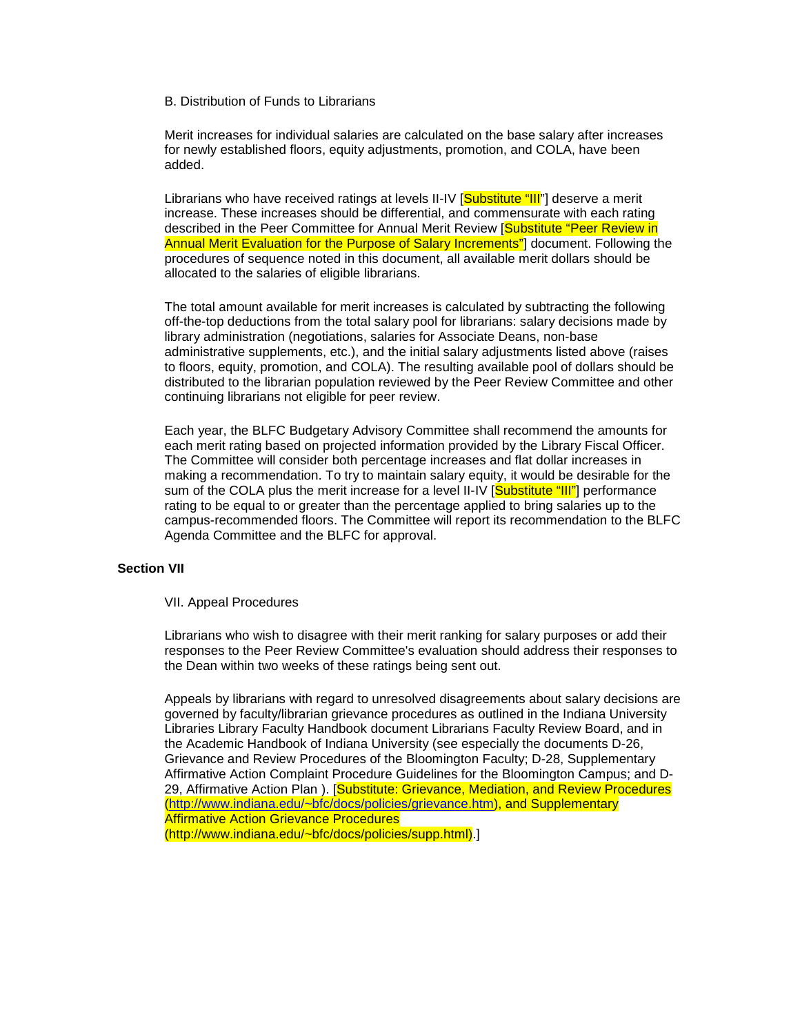B. Distribution of Funds to Librarians

Merit increases for individual salaries are calculated on the base salary after increases for newly established floors, equity adjustments, promotion, and COLA, have been added.

Librarians who have received ratings at levels II-IV [Substitute "III"] deserve a merit increase. These increases should be differential, and commensurate with each rating described in the Peer Committee for Annual Merit Review [Substitute "Peer Review in Annual Merit Evaluation for the Purpose of Salary Increments"] document. Following the procedures of sequence noted in this document, all available merit dollars should be allocated to the salaries of eligible librarians.

The total amount available for merit increases is calculated by subtracting the following off-the-top deductions from the total salary pool for librarians: salary decisions made by library administration (negotiations, salaries for Associate Deans, non-base administrative supplements, etc.), and the initial salary adjustments listed above (raises to floors, equity, promotion, and COLA). The resulting available pool of dollars should be distributed to the librarian population reviewed by the Peer Review Committee and other continuing librarians not eligible for peer review.

Each year, the BLFC Budgetary Advisory Committee shall recommend the amounts for each merit rating based on projected information provided by the Library Fiscal Officer. The Committee will consider both percentage increases and flat dollar increases in making a recommendation. To try to maintain salary equity, it would be desirable for the sum of the COLA plus the merit increase for a level II-IV [Substitute "III"] performance rating to be equal to or greater than the percentage applied to bring salaries up to the campus-recommended floors. The Committee will report its recommendation to the BLFC Agenda Committee and the BLFC for approval.

**Section VII**

VII. Appeal Procedures

Librarians who wish to disagree with their merit ranking for salary purposes or add their responses to the Peer Review Committee's evaluation should address their responses to the Dean within two weeks of these ratings being sent out.

Appeals by librarians with regard to unresolved disagreements about salary decisions are governed by faculty/librarian grievance procedures as outlined in the Indiana University Libraries Library Faculty Handbook document Librarians Faculty Review Board, and in the Academic Handbook of Indiana University (see especially the documents D-26, Grievance and Review Procedures of the Bloomington Faculty; D-28, Supplementary Affirmative Action Complaint Procedure Guidelines for the Bloomington Campus; and D-29, Affirmative Action Plan ). [Substitute: Grievance, Mediation, and Review Procedures (http://www.indiana.edu/~bfc/docs/policies/grievance.htm), and Supplementary Affirmative Action Grievance Procedures (http://www.indiana.edu/~bfc/docs/policies/supp.html).]